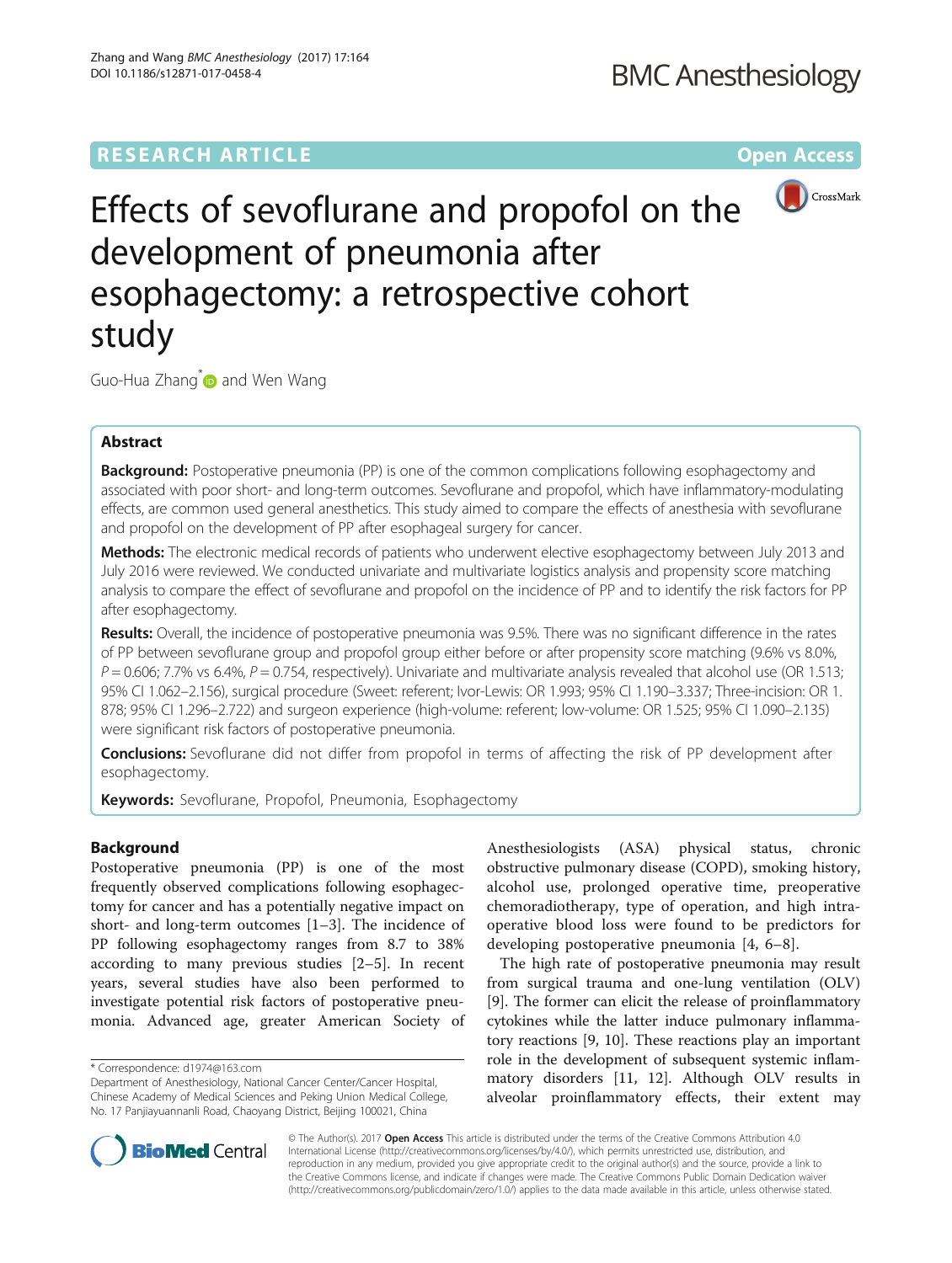RESEARCH ARTICLE

Open Access

# Effects of sevoflurane and propofol on the development of pneumonia after esophagectomy: a retrospective cohort study

Guo-Hua Zhang* and Wen Wang

## Abstract

**Background:** Postoperative pneumonia (PP) is one of the common complications following esophagectomy and associated with poor short- and long-term outcomes. Sevoflurane and propofol, which have inflammatory-modulating effects, are common used general anesthetics. This study aimed to compare the effects of anesthesia with sevoflurane and propofol on the development of PP after esophageal surgery for cancer.

**Methods:** The electronic medical records of patients who underwent elective esophagectomy between July 2013 and July 2016 were reviewed. We conducted univariate and multivariate logistics analysis and propensity score matching analysis to compare the effect of sevoflurane and propofol on the incidence of PP and to identify the risk factors for PP after esophagectomy.

**Results:** Overall, the incidence of postoperative pneumonia was 9.5%. There was no significant difference in the rates of PP between sevoflurane group and propofol group either before or after propensity score matching (9.6% vs 8.0%, $P = 0.606$; 7.7% vs 6.4%, $P = 0.754$, respectively). Univariate and multivariate analysis revealed that alcohol use (OR 1.513; 95% CI 1.062–2.156), surgical procedure (Sweet: referent; Ivor-Lewis: OR 1.993; 95% CI 1.190–3.337; Three-incision: OR 1.878; 95% CI 1.296–2.722) and surgeon experience (high-volume: referent; low-volume: OR 1.525; 95% CI 1.090–2.135) were significant risk factors of postoperative pneumonia.

**Conclusions:** Sevoflurane did not differ from propofol in terms of affecting the risk of PP development after esophagectomy.

**Keywords:** Sevoflurane, Propofol, Pneumonia, Esophagectomy

## Background

Postoperative pneumonia (PP) is one of the most frequently observed complications following esophagectomy for cancer and has a potentially negative impact on short- and long-term outcomes [1–3]. The incidence of PP following esophagectomy ranges from 8.7 to 38% according to many previous studies [2–5]. In recent years, several studies have also been performed to investigate potential risk factors of postoperative pneumonia. Advanced age, greater American Society of Anesthesiologists (ASA) physical status, chronic obstructive pulmonary disease (COPD), smoking history, alcohol use, prolonged operative time, preoperative chemoradiotherapy, type of operation, and high intraoperative blood loss were found to be predictors for developing postoperative pneumonia [4, 6–8].

The high rate of postoperative pneumonia may result from surgical trauma and one-lung ventilation (OLV) [9]. The former can elicit the release of proinflammatory cytokines while the latter induce pulmonary inflammatory reactions [9, 10]. These reactions play an important role in the development of subsequent systemic inflammatory disorders [11, 12]. Although OLV results in alveolar proinflammatory effects, their extent may

\* Correspondence: d1974@163.com
Department of Anesthesiology, National Cancer Center/Cancer Hospital, Chinese Academy of Medical Sciences and Peking Union Medical College, No. 17 Panjiayuannanli Road, Chaoyang District, Beijing 100021, China

© The Author(s). 2017 **Open Access** This article is distributed under the terms of the Creative Commons Attribution 4.0 International License (http://creativecommons.org/licenses/by/4.0/), which permits unrestricted use, distribution, and reproduction in any medium, provided you give appropriate credit to the original author(s) and the source, provide a link to the Creative Commons license, and indicate if changes were made. The Creative Commons Public Domain Dedication waiver (http://creativecommons.org/publicdomain/zero/1.0/) applies to the data made available in this article, unless otherwise stated.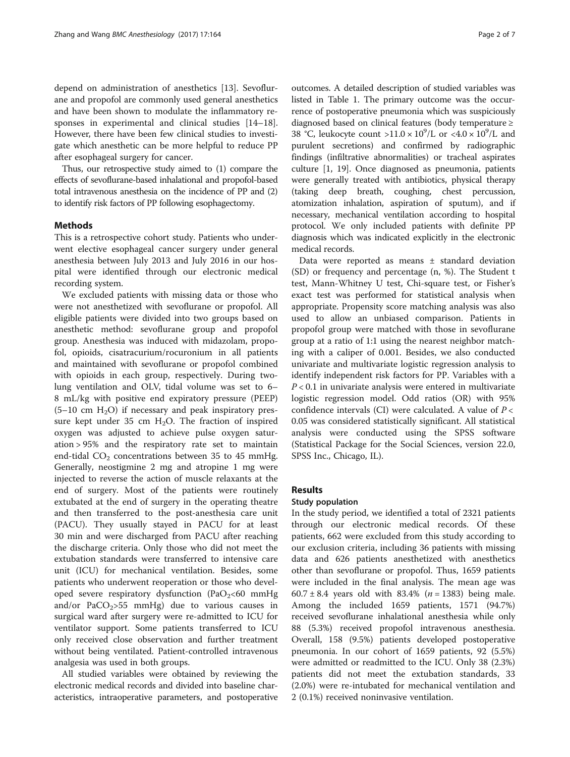depend on administration of anesthetics [13]. Sevoflurane and propofol are commonly used general anesthetics and have been shown to modulate the inflammatory responses in experimental and clinical studies [14–18]. However, there have been few clinical studies to investigate which anesthetic can be more helpful to reduce PP after esophageal surgery for cancer.

Thus, our retrospective study aimed to (1) compare the effects of sevoflurane-based inhalational and propofol-based total intravenous anesthesia on the incidence of PP and (2) to identify risk factors of PP following esophagectomy.

## Methods

This is a retrospective cohort study. Patients who underwent elective esophageal cancer surgery under general anesthesia between July 2013 and July 2016 in our hospital were identified through our electronic medical recording system.

We excluded patients with missing data or those who were not anesthetized with sevoflurane or propofol. All eligible patients were divided into two groups based on anesthetic method: sevoflurane group and propofol group. Anesthesia was induced with midazolam, propofol, opioids, cisatracurium/rocuronium in all patients and maintained with sevoflurane or propofol combined with opioids in each group, respectively. During two-lung ventilation and OLV, tidal volume was set to 6–8 mL/kg with positive end expiratory pressure (PEEP) (5–10 cm $H_2O$) if necessary and peak inspiratory pressure kept under 35 cm $H_2O$. The fraction of inspired oxygen was adjusted to achieve pulse oxygen saturation > 95% and the respiratory rate set to maintain end-tidal $CO_2$ concentrations between 35 to 45 mmHg. Generally, neostigmine 2 mg and atropine 1 mg were injected to reverse the action of muscle relaxants at the end of surgery. Most of the patients were routinely extubated at the end of surgery in the operating theatre and then transferred to the post-anesthesia care unit (PACU). They usually stayed in PACU for at least 30 min and were discharged from PACU after reaching the discharge criteria. Only those who did not meet the extubation standards were transferred to intensive care unit (ICU) for mechanical ventilation. Besides, some patients who underwent reoperation or those who developed severe respiratory dysfunction ($PaO_2$<60 mmHg and/or $PaCO_2$>55 mmHg) due to various causes in surgical ward after surgery were re-admitted to ICU for ventilator support. Some patients transferred to ICU only received close observation and further treatment without being ventilated. Patient-controlled intravenous analgesia was used in both groups.

All studied variables were obtained by reviewing the electronic medical records and divided into baseline characteristics, intraoperative parameters, and postoperative outcomes. A detailed description of studied variables was listed in Table 1. The primary outcome was the occurrence of postoperative pneumonia which was suspiciously diagnosed based on clinical features (body temperature ≥ 38 °C, leukocyte count $>11.0 \times 10^9$/L or $<4.0 \times 10^9$/L and purulent secretions) and confirmed by radiographic findings (infiltrative abnormalities) or tracheal aspirates culture [1, 19]. Once diagnosed as pneumonia, patients were generally treated with antibiotics, physical therapy (taking deep breath, coughing, chest percussion, atomization inhalation, aspiration of sputum), and if necessary, mechanical ventilation according to hospital protocol. We only included patients with definite PP diagnosis which was indicated explicitly in the electronic medical records.

Data were reported as means ± standard deviation (SD) or frequency and percentage (n, %). The Student t test, Mann-Whitney U test, Chi-square test, or Fisher's exact test was performed for statistical analysis when appropriate. Propensity score matching analysis was also used to allow an unbiased comparison. Patients in propofol group were matched with those in sevoflurane group at a ratio of 1:1 using the nearest neighbor matching with a caliper of 0.001. Besides, we also conducted univariate and multivariate logistic regression analysis to identify independent risk factors for PP. Variables with a $P < 0.1$ in univariate analysis were entered in multivariate logistic regression model. Odd ratios (OR) with 95% confidence intervals (CI) were calculated. A value of $P < 0.05$ was considered statistically significant. All statistical analysis were conducted using the SPSS software (Statistical Package for the Social Sciences, version 22.0, SPSS Inc., Chicago, IL).

## Results

### Study population

In the study period, we identified a total of 2321 patients through our electronic medical records. Of these patients, 662 were excluded from this study according to our exclusion criteria, including 36 patients with missing data and 626 patients anesthetized with anesthetics other than sevoflurane or propofol. Thus, 1659 patients were included in the final analysis. The mean age was 60.7 ± 8.4 years old with 83.4% ($n = 1383$) being male. Among the included 1659 patients, 1571 (94.7%) received sevoflurane inhalational anesthesia while only 88 (5.3%) received propofol intravenous anesthesia. Overall, 158 (9.5%) patients developed postoperative pneumonia. In our cohort of 1659 patients, 92 (5.5%) were admitted or readmitted to the ICU. Only 38 (2.3%) patients did not meet the extubation standards, 33 (2.0%) were re-intubated for mechanical ventilation and 2 (0.1%) received noninvasive ventilation.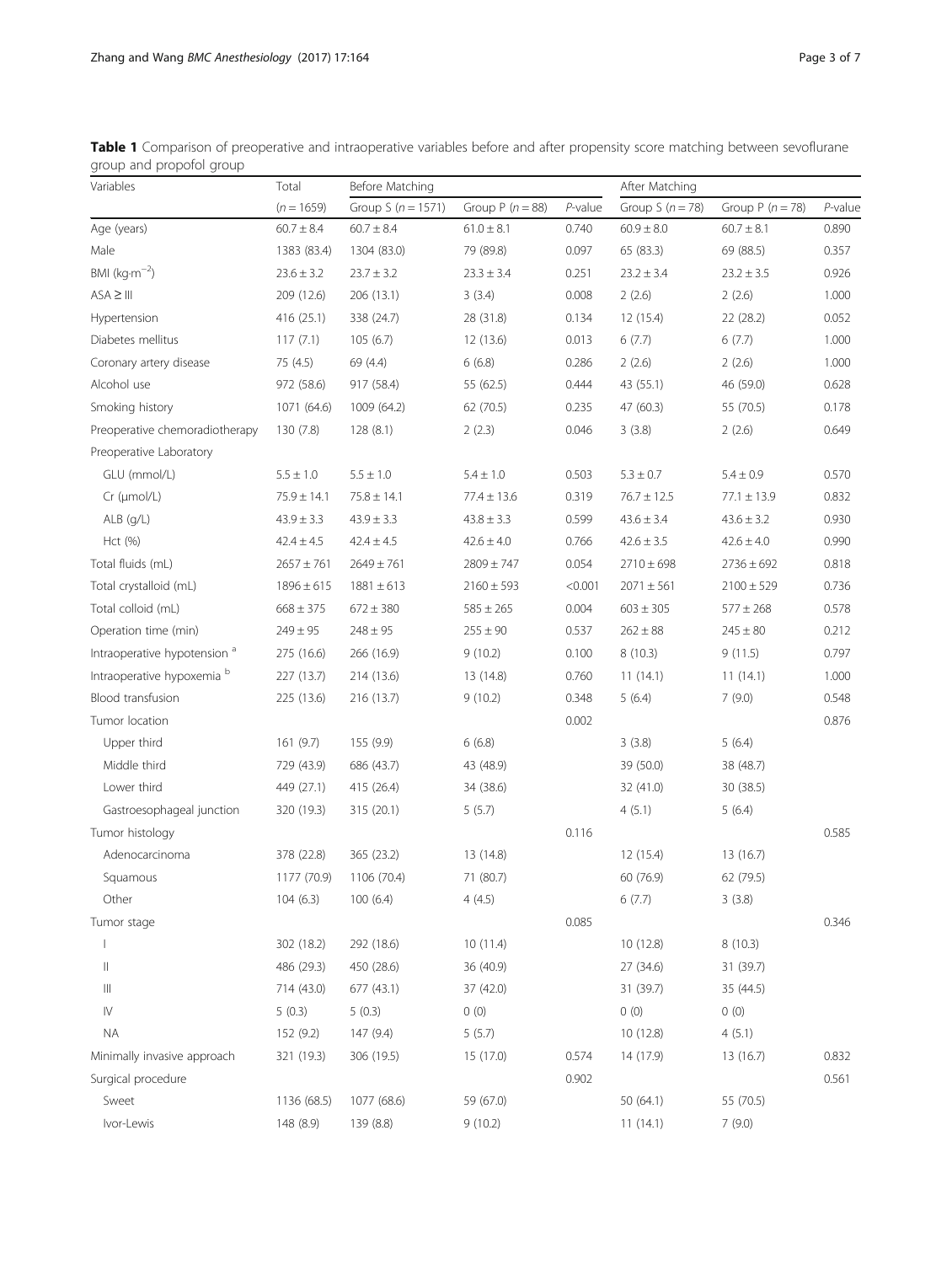**Table 1** Comparison of preoperative and intraoperative variables before and after propensity score matching between sevoflurane group and propofol group

| Variables | Total | Before Matching | | | After Matching | | |
|---|---|---|---|---|---|---|---|
| | ($n = 1659$) | Group S ($n = 1571$) | Group P ($n = 88$) | *P*-value | Group S ($n = 78$) | Group P ($n = 78$) | *P*-value |
| Age (years) | 60.7 ± 8.4 | 60.7 ± 8.4 | 61.0 ± 8.1 | 0.740 | 60.9 ± 8.0 | 60.7 ± 8.1 | 0.890 |
| Male | 1383 (83.4) | 1304 (83.0) | 79 (89.8) | 0.097 | 65 (83.3) | 69 (88.5) | 0.357 |
| BMI ($kg{\cdot}m^{-2}$) | 23.6 ± 3.2 | 23.7 ± 3.2 | 23.3 ± 3.4 | 0.251 | 23.2 ± 3.4 | 23.2 ± 3.5 | 0.926 |
| ASA ≥ III | 209 (12.6) | 206 (13.1) | 3 (3.4) | 0.008 | 2 (2.6) | 2 (2.6) | 1.000 |
| Hypertension | 416 (25.1) | 338 (24.7) | 28 (31.8) | 0.134 | 12 (15.4) | 22 (28.2) | 0.052 |
| Diabetes mellitus | 117 (7.1) | 105 (6.7) | 12 (13.6) | 0.013 | 6 (7.7) | 6 (7.7) | 1.000 |
| Coronary artery disease | 75 (4.5) | 69 (4.4) | 6 (6.8) | 0.286 | 2 (2.6) | 2 (2.6) | 1.000 |
| Alcohol use | 972 (58.6) | 917 (58.4) | 55 (62.5) | 0.444 | 43 (55.1) | 46 (59.0) | 0.628 |
| Smoking history | 1071 (64.6) | 1009 (64.2) | 62 (70.5) | 0.235 | 47 (60.3) | 55 (70.5) | 0.178 |
| Preoperative chemoradiotherapy | 130 (7.8) | 128 (8.1) | 2 (2.3) | 0.046 | 3 (3.8) | 2 (2.6) | 0.649 |
| Preoperative Laboratory | | | | | | | |
| GLU (mmol/L) | 5.5 ± 1.0 | 5.5 ± 1.0 | 5.4 ± 1.0 | 0.503 | 5.3 ± 0.7 | 5.4 ± 0.9 | 0.570 |
| Cr (μmol/L) | 75.9 ± 14.1 | 75.8 ± 14.1 | 77.4 ± 13.6 | 0.319 | 76.7 ± 12.5 | 77.1 ± 13.9 | 0.832 |
| ALB (g/L) | 43.9 ± 3.3 | 43.9 ± 3.3 | 43.8 ± 3.3 | 0.599 | 43.6 ± 3.4 | 43.6 ± 3.2 | 0.930 |
| Hct (%) | 42.4 ± 4.5 | 42.4 ± 4.5 | 42.6 ± 4.0 | 0.766 | 42.6 ± 3.5 | 42.6 ± 4.0 | 0.990 |
| Total fluids (mL) | 2657 ± 761 | 2649 ± 761 | 2809 ± 747 | 0.054 | 2710 ± 698 | 2736 ± 692 | 0.818 |
| Total crystalloid (mL) | 1896 ± 615 | 1881 ± 613 | 2160 ± 593 | <0.001 | 2071 ± 561 | 2100 ± 529 | 0.736 |
| Total colloid (mL) | 668 ± 375 | 672 ± 380 | 585 ± 265 | 0.004 | 603 ± 305 | 577 ± 268 | 0.578 |
| Operation time (min) | 249 ± 95 | 248 ± 95 | 255 ± 90 | 0.537 | 262 ± 88 | 245 ± 80 | 0.212 |
| Intraoperative hypotension [a] | 275 (16.6) | 266 (16.9) | 9 (10.2) | 0.100 | 8 (10.3) | 9 (11.5) | 0.797 |
| Intraoperative hypoxemia [b] | 227 (13.7) | 214 (13.6) | 13 (14.8) | 0.760 | 11 (14.1) | 11 (14.1) | 1.000 |
| Blood transfusion | 225 (13.6) | 216 (13.7) | 9 (10.2) | 0.348 | 5 (6.4) | 7 (9.0) | 0.548 |
| Tumor location | | | | 0.002 | | | 0.876 |
| Upper third | 161 (9.7) | 155 (9.9) | 6 (6.8) | | 3 (3.8) | 5 (6.4) | |
| Middle third | 729 (43.9) | 686 (43.7) | 43 (48.9) | | 39 (50.0) | 38 (48.7) | |
| Lower third | 449 (27.1) | 415 (26.4) | 34 (38.6) | | 32 (41.0) | 30 (38.5) | |
| Gastroesophageal junction | 320 (19.3) | 315 (20.1) | 5 (5.7) | | 4 (5.1) | 5 (6.4) | |
| Tumor histology | | | | 0.116 | | | 0.585 |
| Adenocarcinoma | 378 (22.8) | 365 (23.2) | 13 (14.8) | | 12 (15.4) | 13 (16.7) | |
| Squamous | 1177 (70.9) | 1106 (70.4) | 71 (80.7) | | 60 (76.9) | 62 (79.5) | |
| Other | 104 (6.3) | 100 (6.4) | 4 (4.5) | | 6 (7.7) | 3 (3.8) | |
| Tumor stage | | | | 0.085 | | | 0.346 |
| I | 302 (18.2) | 292 (18.6) | 10 (11.4) | | 10 (12.8) | 8 (10.3) | |
| II | 486 (29.3) | 450 (28.6) | 36 (40.9) | | 27 (34.6) | 31 (39.7) | |
| III | 714 (43.0) | 677 (43.1) | 37 (42.0) | | 31 (39.7) | 35 (44.5) | |
| IV | 5 (0.3) | 5 (0.3) | 0 (0) | | 0 (0) | 0 (0) | |
| NA | 152 (9.2) | 147 (9.4) | 5 (5.7) | | 10 (12.8) | 4 (5.1) | |
| Minimally invasive approach | 321 (19.3) | 306 (19.5) | 15 (17.0) | 0.574 | 14 (17.9) | 13 (16.7) | 0.832 |
| Surgical procedure | | | | 0.902 | | | 0.561 |
| Sweet | 1136 (68.5) | 1077 (68.6) | 59 (67.0) | | 50 (64.1) | 55 (70.5) | |
| Ivor-Lewis | 148 (8.9) | 139 (8.8) | 9 (10.2) | | 11 (14.1) | 7 (9.0) | |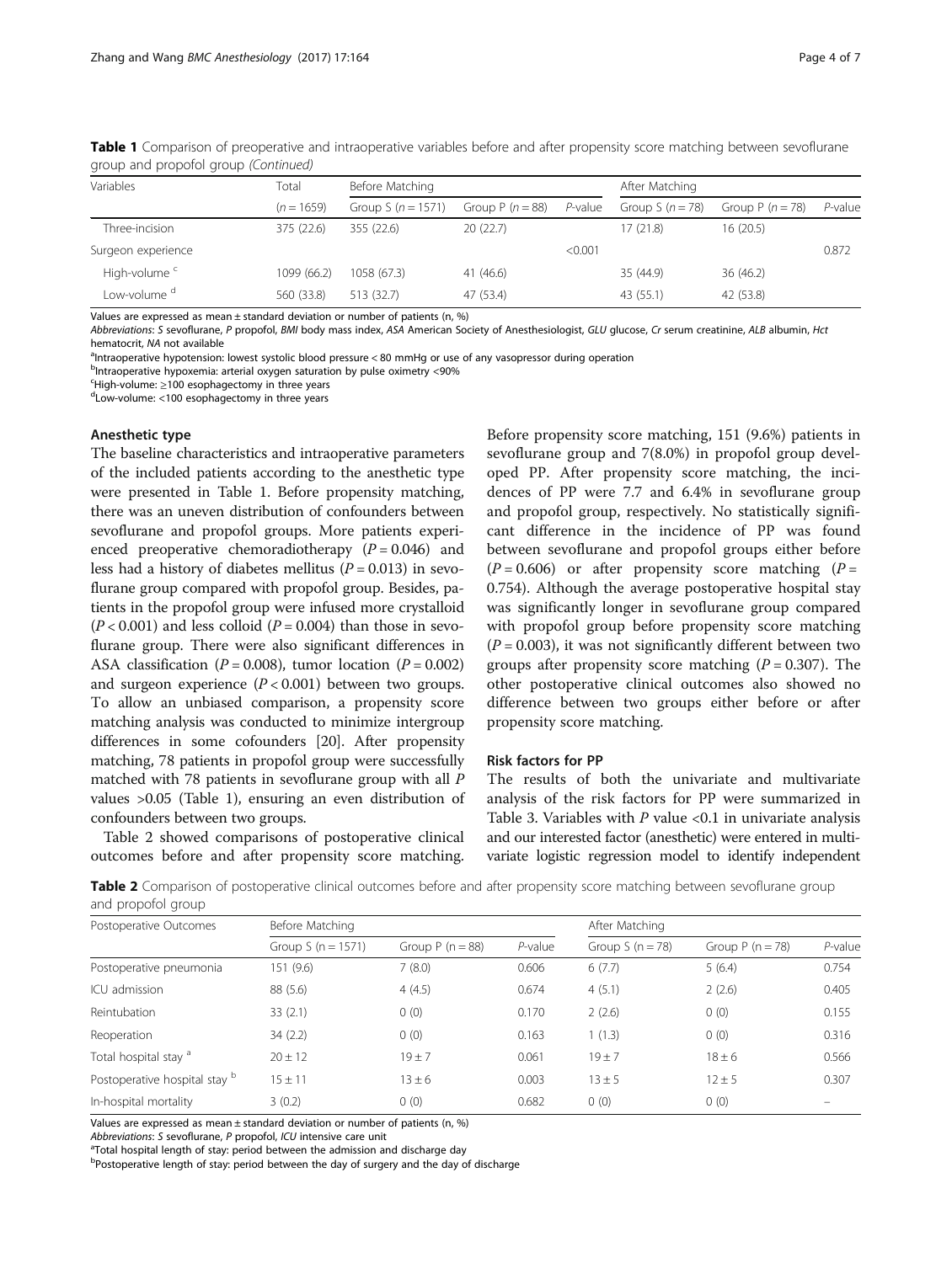**Table 1** Comparison of preoperative and intraoperative variables before and after propensity score matching between sevoflurane group and propofol group *(Continued)*

| Variables | Total | Before Matching | | | After Matching | | |
|---|---|---|---|---|---|---|---|
| | ($n = 1659$) | Group S ($n = 1571$) | Group P ($n = 88$) | *P*-value | Group S ($n = 78$) | Group P ($n = 78$) | *P*-value |
| Three-incision | 375 (22.6) | 355 (22.6) | 20 (22.7) | | 17 (21.8) | 16 (20.5) | |
| Surgeon experience | | | | <0.001 | | | 0.872 |
| High-volume [c] | 1099 (66.2) | 1058 (67.3) | 41 (46.6) | | 35 (44.9) | 36 (46.2) | |
| Low-volume [d] | 560 (33.8) | 513 (32.7) | 47 (53.4) | | 43 (55.1) | 42 (53.8) | |

Values are expressed as mean ± standard deviation or number of patients (n, %)

*Abbreviations*: *S* sevoflurane, *P* propofol, *BMI* body mass index, *ASA* American Society of Anesthesiologist, *GLU* glucose, *Cr* serum creatinine, *ALB* albumin, *Hct* hematocrit, *NA* not available

[a]Intraoperative hypotension: lowest systolic blood pressure < 80 mmHg or use of any vasopressor during operation

[b]Intraoperative hypoxemia: arterial oxygen saturation by pulse oximetry <90%

[c]High-volume: ≥100 esophagectomy in three years

[d]Low-volume: <100 esophagectomy in three years

### Anesthetic type

The baseline characteristics and intraoperative parameters of the included patients according to the anesthetic type were presented in Table 1. Before propensity matching, there was an uneven distribution of confounders between sevoflurane and propofol groups. More patients experienced preoperative chemoradiotherapy ($P = 0.046$) and less had a history of diabetes mellitus ($P = 0.013$) in sevoflurane group compared with propofol group. Besides, patients in the propofol group were infused more crystalloid ($P < 0.001$) and less colloid ($P = 0.004$) than those in sevoflurane group. There were also significant differences in ASA classification ($P = 0.008$), tumor location ($P = 0.002$) and surgeon experience ($P < 0.001$) between two groups. To allow an unbiased comparison, a propensity score matching analysis was conducted to minimize intergroup differences in some cofounders [20]. After propensity matching, 78 patients in propofol group were successfully matched with 78 patients in sevoflurane group with all *P* values >0.05 (Table 1), ensuring an even distribution of confounders between two groups.

Table 2 showed comparisons of postoperative clinical outcomes before and after propensity score matching. Before propensity score matching, 151 (9.6%) patients in sevoflurane group and 7(8.0%) in propofol group developed PP. After propensity score matching, the incidences of PP were 7.7 and 6.4% in sevoflurane group and propofol group, respectively. No statistically significant difference in the incidence of PP was found between sevoflurane and propofol groups either before ($P = 0.606$) or after propensity score matching ($P = 0.754$). Although the average postoperative hospital stay was significantly longer in sevoflurane group compared with propofol group before propensity score matching ($P = 0.003$), it was not significantly different between two groups after propensity score matching ($P = 0.307$). The other postoperative clinical outcomes also showed no difference between two groups either before or after propensity score matching.

### Risk factors for PP

The results of both the univariate and multivariate analysis of the risk factors for PP were summarized in Table 3. Variables with *P* value <0.1 in univariate analysis and our interested factor (anesthetic) were entered in multivariate logistic regression model to identify independent

**Table 2** Comparison of postoperative clinical outcomes before and after propensity score matching between sevoflurane group and propofol group

| Postoperative Outcomes | Before Matching | | | After Matching | | |
|---|---|---|---|---|---|---|
| | Group S ($n = 1571$) | Group P ($n = 88$) | *P*-value | Group S ($n = 78$) | Group P ($n = 78$) | *P*-value |
| Postoperative pneumonia | 151 (9.6) | 7 (8.0) | 0.606 | 6 (7.7) | 5 (6.4) | 0.754 |
| ICU admission | 88 (5.6) | 4 (4.5) | 0.674 | 4 (5.1) | 2 (2.6) | 0.405 |
| Reintubation | 33 (2.1) | 0 (0) | 0.170 | 2 (2.6) | 0 (0) | 0.155 |
| Reoperation | 34 (2.2) | 0 (0) | 0.163 | 1 (1.3) | 0 (0) | 0.316 |
| Total hospital stay [a] | 20 ± 12 | 19 ± 7 | 0.061 | 19 ± 7 | 18 ± 6 | 0.566 |
| Postoperative hospital stay [b] | 15 ± 11 | 13 ± 6 | 0.003 | 13 ± 5 | 12 ± 5 | 0.307 |
| In-hospital mortality | 3 (0.2) | 0 (0) | 0.682 | 0 (0) | 0 (0) | – |

Values are expressed as mean ± standard deviation or number of patients (n, %)

*Abbreviations*: *S* sevoflurane, *P* propofol, *ICU* intensive care unit

[a]Total hospital length of stay: period between the admission and discharge day

[b]Postoperative length of stay: period between the day of surgery and the day of discharge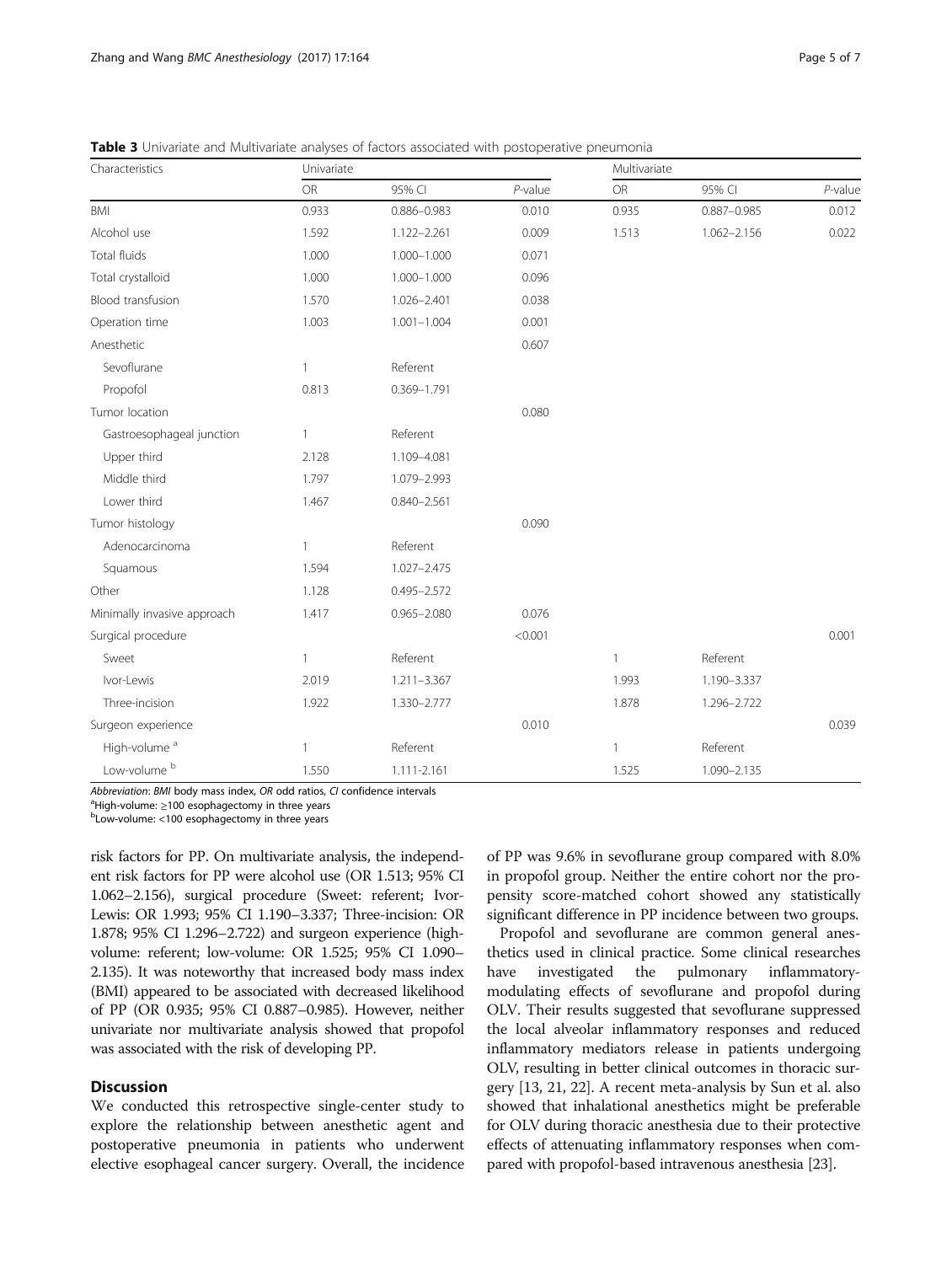**Table 3** Univariate and Multivariate analyses of factors associated with postoperative pneumonia

| Characteristics | Univariate | | | Multivariate | | |
|---|---|---|---|---|---|---|
| | OR | 95% CI | *P*-value | OR | 95% CI | *P*-value |
| BMI | 0.933 | 0.886–0.983 | 0.010 | 0.935 | 0.887–0.985 | 0.012 |
| Alcohol use | 1.592 | 1.122–2.261 | 0.009 | 1.513 | 1.062–2.156 | 0.022 |
| Total fluids | 1.000 | 1.000–1.000 | 0.071 | | | |
| Total crystalloid | 1.000 | 1.000–1.000 | 0.096 | | | |
| Blood transfusion | 1.570 | 1.026–2.401 | 0.038 | | | |
| Operation time | 1.003 | 1.001–1.004 | 0.001 | | | |
| Anesthetic | | | 0.607 | | | |
| Sevoflurane | 1 | Referent | | | | |
| Propofol | 0.813 | 0.369–1.791 | | | | |
| Tumor location | | | 0.080 | | | |
| Gastroesophageal junction | 1 | Referent | | | | |
| Upper third | 2.128 | 1.109–4.081 | | | | |
| Middle third | 1.797 | 1.079–2.993 | | | | |
| Lower third | 1.467 | 0.840–2.561 | | | | |
| Tumor histology | | | 0.090 | | | |
| Adenocarcinoma | 1 | Referent | | | | |
| Squamous | 1.594 | 1.027–2.475 | | | | |
| Other | 1.128 | 0.495–2.572 | | | | |
| Minimally invasive approach | 1.417 | 0.965–2.080 | 0.076 | | | |
| Surgical procedure | | | <0.001 | | | 0.001 |
| Sweet | 1 | Referent | | 1 | Referent | |
| Ivor-Lewis | 2.019 | 1.211–3.367 | | 1.993 | 1.190–3.337 | |
| Three-incision | 1.922 | 1.330–2.777 | | 1.878 | 1.296–2.722 | |
| Surgeon experience | | | 0.010 | | | 0.039 |
| High-volume [a] | 1 | Referent | | 1 | Referent | |
| Low-volume [b] | 1.550 | 1.111-2.161 | | 1.525 | 1.090–2.135 | |

*Abbreviation*: *BMI* body mass index, *OR* odd ratios, *CI* confidence intervals
[a]High-volume: ≥100 esophagectomy in three years
[b]Low-volume: <100 esophagectomy in three years

risk factors for PP. On multivariate analysis, the independent risk factors for PP were alcohol use (OR 1.513; 95% CI 1.062–2.156), surgical procedure (Sweet: referent; Ivor-Lewis: OR 1.993; 95% CI 1.190–3.337; Three-incision: OR 1.878; 95% CI 1.296–2.722) and surgeon experience (high-volume: referent; low-volume: OR 1.525; 95% CI 1.090–2.135). It was noteworthy that increased body mass index (BMI) appeared to be associated with decreased likelihood of PP (OR 0.935; 95% CI 0.887–0.985). However, neither univariate nor multivariate analysis showed that propofol was associated with the risk of developing PP.

## Discussion

We conducted this retrospective single-center study to explore the relationship between anesthetic agent and postoperative pneumonia in patients who underwent elective esophageal cancer surgery. Overall, the incidence of PP was 9.6% in sevoflurane group compared with 8.0% in propofol group. Neither the entire cohort nor the propensity score-matched cohort showed any statistically significant difference in PP incidence between two groups.

Propofol and sevoflurane are common general anesthetics used in clinical practice. Some clinical researches have investigated the pulmonary inflammatory-modulating effects of sevoflurane and propofol during OLV. Their results suggested that sevoflurane suppressed the local alveolar inflammatory responses and reduced inflammatory mediators release in patients undergoing OLV, resulting in better clinical outcomes in thoracic surgery [13, 21, 22]. A recent meta-analysis by Sun et al. also showed that inhalational anesthetics might be preferable for OLV during thoracic anesthesia due to their protective effects of attenuating inflammatory responses when compared with propofol-based intravenous anesthesia [23].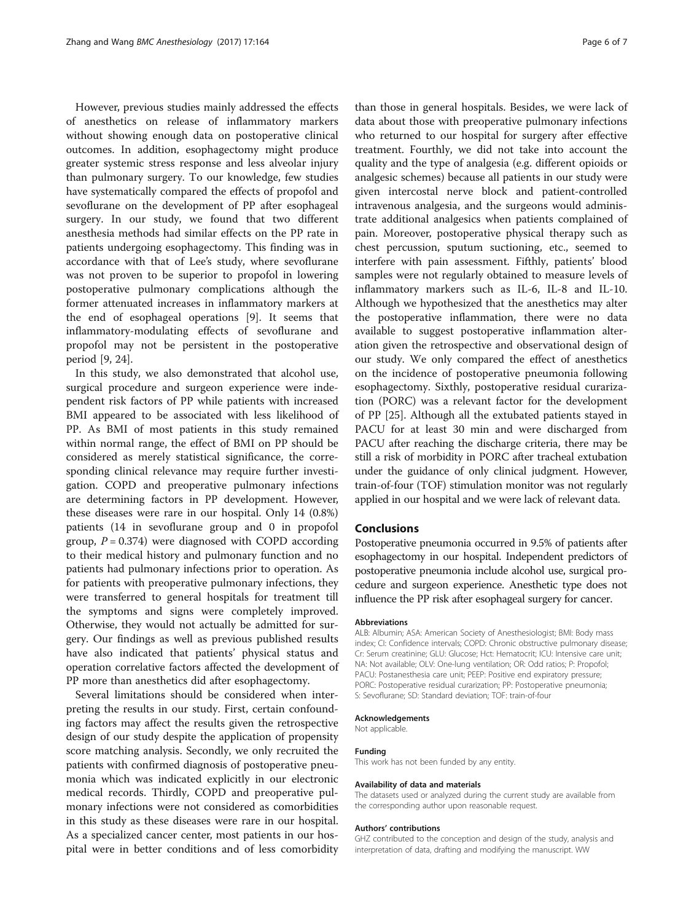However, previous studies mainly addressed the effects of anesthetics on release of inflammatory markers without showing enough data on postoperative clinical outcomes. In addition, esophagectomy might produce greater systemic stress response and less alveolar injury than pulmonary surgery. To our knowledge, few studies have systematically compared the effects of propofol and sevoflurane on the development of PP after esophageal surgery. In our study, we found that two different anesthesia methods had similar effects on the PP rate in patients undergoing esophagectomy. This finding was in accordance with that of Lee's study, where sevoflurane was not proven to be superior to propofol in lowering postoperative pulmonary complications although the former attenuated increases in inflammatory markers at the end of esophageal operations [9]. It seems that inflammatory-modulating effects of sevoflurane and propofol may not be persistent in the postoperative period [9, 24].

In this study, we also demonstrated that alcohol use, surgical procedure and surgeon experience were independent risk factors of PP while patients with increased BMI appeared to be associated with less likelihood of PP. As BMI of most patients in this study remained within normal range, the effect of BMI on PP should be considered as merely statistical significance, the corresponding clinical relevance may require further investigation. COPD and preoperative pulmonary infections are determining factors in PP development. However, these diseases were rare in our hospital. Only 14 (0.8%) patients (14 in sevoflurane group and 0 in propofol group, $P = 0.374$) were diagnosed with COPD according to their medical history and pulmonary function and no patients had pulmonary infections prior to operation. As for patients with preoperative pulmonary infections, they were transferred to general hospitals for treatment till the symptoms and signs were completely improved. Otherwise, they would not actually be admitted for surgery. Our findings as well as previous published results have also indicated that patients' physical status and operation correlative factors affected the development of PP more than anesthetics did after esophagectomy.

Several limitations should be considered when interpreting the results in our study. First, certain confounding factors may affect the results given the retrospective design of our study despite the application of propensity score matching analysis. Secondly, we only recruited the patients with confirmed diagnosis of postoperative pneumonia which was indicated explicitly in our electronic medical records. Thirdly, COPD and preoperative pulmonary infections were not considered as comorbidities in this study as these diseases were rare in our hospital. As a specialized cancer center, most patients in our hospital were in better conditions and of less comorbidity than those in general hospitals. Besides, we were lack of data about those with preoperative pulmonary infections who returned to our hospital for surgery after effective treatment. Fourthly, we did not take into account the quality and the type of analgesia (e.g. different opioids or analgesic schemes) because all patients in our study were given intercostal nerve block and patient-controlled intravenous analgesia, and the surgeons would administrate additional analgesics when patients complained of pain. Moreover, postoperative physical therapy such as chest percussion, sputum suctioning, etc., seemed to interfere with pain assessment. Fifthly, patients' blood samples were not regularly obtained to measure levels of inflammatory markers such as IL-6, IL-8 and IL-10. Although we hypothesized that the anesthetics may alter the postoperative inflammation, there were no data available to suggest postoperative inflammation alteration given the retrospective and observational design of our study. We only compared the effect of anesthetics on the incidence of postoperative pneumonia following esophagectomy. Sixthly, postoperative residual curarization (PORC) was a relevant factor for the development of PP [25]. Although all the extubated patients stayed in PACU for at least 30 min and were discharged from PACU after reaching the discharge criteria, there may be still a risk of morbidity in PORC after tracheal extubation under the guidance of only clinical judgment. However, train-of-four (TOF) stimulation monitor was not regularly applied in our hospital and we were lack of relevant data.

## Conclusions

Postoperative pneumonia occurred in 9.5% of patients after esophagectomy in our hospital. Independent predictors of postoperative pneumonia include alcohol use, surgical procedure and surgeon experience. Anesthetic type does not influence the PP risk after esophageal surgery for cancer.

#### Abbreviations

ALB: Albumin; ASA: American Society of Anesthesiologist; BMI: Body mass index; CI: Confidence intervals; COPD: Chronic obstructive pulmonary disease; Cr: Serum creatinine; GLU: Glucose; Hct: Hematocrit; ICU: Intensive care unit; NA: Not available; OLV: One-lung ventilation; OR: Odd ratios; P: Propofol; PACU: Postanesthesia care unit; PEEP: Positive end expiratory pressure; PORC: Postoperative residual curarization; PP: Postoperative pneumonia; S: Sevoflurane; SD: Standard deviation; TOF: train-of-four

#### Acknowledgements

Not applicable.

#### Funding

This work has not been funded by any entity.

#### Availability of data and materials

The datasets used or analyzed during the current study are available from the corresponding author upon reasonable request.

#### Authors' contributions

GHZ contributed to the conception and design of the study, analysis and interpretation of data, drafting and modifying the manuscript. WW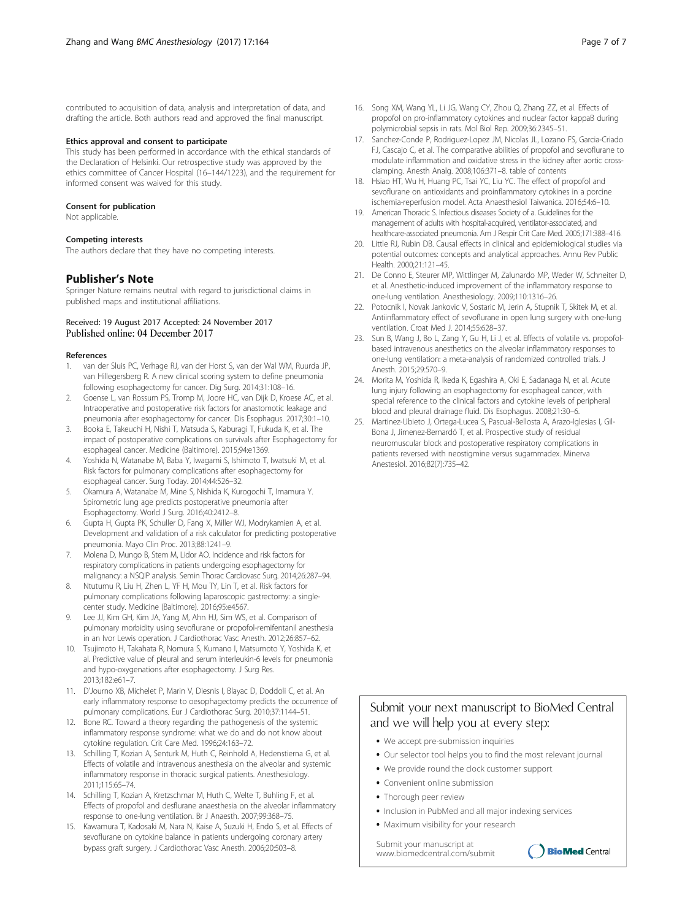contributed to acquisition of data, analysis and interpretation of data, and drafting the article. Both authors read and approved the final manuscript.

#### Ethics approval and consent to participate

This study has been performed in accordance with the ethical standards of the Declaration of Helsinki. Our retrospective study was approved by the ethics committee of Cancer Hospital (16–144/1223), and the requirement for informed consent was waived for this study.

#### Consent for publication

Not applicable.

#### Competing interests

The authors declare that they have no competing interests.

## Publisher's Note

Springer Nature remains neutral with regard to jurisdictional claims in published maps and institutional affiliations.

Received: 19 August 2017 Accepted: 24 November 2017
Published online: 04 December 2017

#### References

1. van der Sluis PC, Verhage RJ, van der Horst S, van der Wal WM, Ruurda JP, van Hillegersberg R. A new clinical scoring system to define pneumonia following esophagectomy for cancer. Dig Surg. 2014;31:108–16.
2. Goense L, van Rossum PS, Tromp M, Joore HC, van Dijk D, Kroese AC, et al. Intraoperative and postoperative risk factors for anastomotic leakage and pneumonia after esophagectomy for cancer. Dis Esophagus. 2017;30:1–10.
3. Booka E, Takeuchi H, Nishi T, Matsuda S, Kaburagi T, Fukuda K, et al. The impact of postoperative complications on survivals after Esophagectomy for esophageal cancer. Medicine (Baltimore). 2015;94:e1369.
4. Yoshida N, Watanabe M, Baba Y, Iwagami S, Ishimoto T, Iwatsuki M, et al. Risk factors for pulmonary complications after esophagectomy for esophageal cancer. Surg Today. 2014;44:526–32.
5. Okamura A, Watanabe M, Mine S, Nishida K, Kurogochi T, Imamura Y. Spirometric lung age predicts postoperative pneumonia after Esophagectomy. World J Surg. 2016;40:2412–8.
6. Gupta H, Gupta PK, Schuller D, Fang X, Miller WJ, Modrykamien A, et al. Development and validation of a risk calculator for predicting postoperative pneumonia. Mayo Clin Proc. 2013;88:1241–9.
7. Molena D, Mungo B, Stem M, Lidor AO. Incidence and risk factors for respiratory complications in patients undergoing esophagectomy for malignancy: a NSQIP analysis. Semin Thorac Cardiovasc Surg. 2014;26:287–94.
8. Ntutumu R, Liu H, Zhen L, YF H, Mou TY, Lin T, et al. Risk factors for pulmonary complications following laparoscopic gastrectomy: a single-center study. Medicine (Baltimore). 2016;95:e4567.
9. Lee JJ, Kim GH, Kim JA, Yang M, Ahn HJ, Sim WS, et al. Comparison of pulmonary morbidity using sevoflurane or propofol-remifentanil anesthesia in an Ivor Lewis operation. J Cardiothorac Vasc Anesth. 2012;26:857–62.
10. Tsujimoto H, Takahata R, Nomura S, Kumano I, Matsumoto Y, Yoshida K, et al. Predictive value of pleural and serum interleukin-6 levels for pneumonia and hypo-oxygenations after esophagectomy. J Surg Res. 2013;182:e61–7.
11. D'Journo XB, Michelet P, Marin V, Diesnis I, Blayac D, Doddoli C, et al. An early inflammatory response to oesophagectomy predicts the occurrence of pulmonary complications. Eur J Cardiothorac Surg. 2010;37:1144–51.
12. Bone RC. Toward a theory regarding the pathogenesis of the systemic inflammatory response syndrome: what we do and do not know about cytokine regulation. Crit Care Med. 1996;24:163–72.
13. Schilling T, Kozian A, Senturk M, Huth C, Reinhold A, Hedenstierna G, et al. Effects of volatile and intravenous anesthesia on the alveolar and systemic inflammatory response in thoracic surgical patients. Anesthesiology. 2011;115:65–74.
14. Schilling T, Kozian A, Kretzschmar M, Huth C, Welte T, Buhling F, et al. Effects of propofol and desflurane anaesthesia on the alveolar inflammatory response to one-lung ventilation. Br J Anaesth. 2007;99:368–75.
15. Kawamura T, Kadosaki M, Nara N, Kaise A, Suzuki H, Endo S, et al. Effects of sevoflurane on cytokine balance in patients undergoing coronary artery bypass graft surgery. J Cardiothorac Vasc Anesth. 2006;20:503–8.
16. Song XM, Wang YL, Li JG, Wang CY, Zhou Q, Zhang ZZ, et al. Effects of propofol on pro-inflammatory cytokines and nuclear factor kappaB during polymicrobial sepsis in rats. Mol Biol Rep. 2009;36:2345–51.
17. Sanchez-Conde P, Rodriguez-Lopez JM, Nicolas JL, Lozano FS, Garcia-Criado FJ, Cascajo C, et al. The comparative abilities of propofol and sevoflurane to modulate inflammation and oxidative stress in the kidney after aortic cross-clamping. Anesth Analg. 2008;106:371–8. table of contents
18. Hsiao HT, Wu H, Huang PC, Tsai YC, Liu YC. The effect of propofol and sevoflurane on antioxidants and proinflammatory cytokines in a porcine ischemia-reperfusion model. Acta Anaesthesiol Taiwanica. 2016;54:6–10.
19. American Thoracic S. Infectious diseases Society of a. Guidelines for the management of adults with hospital-acquired, ventilator-associated, and healthcare-associated pneumonia. Am J Respir Crit Care Med. 2005;171:388–416.
20. Little RJ, Rubin DB. Causal effects in clinical and epidemiological studies via potential outcomes: concepts and analytical approaches. Annu Rev Public Health. 2000;21:121–45.
21. De Conno E, Steurer MP, Wittlinger M, Zalunardo MP, Weder W, Schneiter D, et al. Anesthetic-induced improvement of the inflammatory response to one-lung ventilation. Anesthesiology. 2009;110:1316–26.
22. Potocnik I, Novak Jankovic V, Sostaric M, Jerin A, Stupnik T, Skitek M, et al. Antiinflammatory effect of sevoflurane in open lung surgery with one-lung ventilation. Croat Med J. 2014;55:628–37.
23. Sun B, Wang J, Bo L, Zang Y, Gu H, Li J, et al. Effects of volatile vs. propofol-based intravenous anesthetics on the alveolar inflammatory responses to one-lung ventilation: a meta-analysis of randomized controlled trials. J Anesth. 2015;29:570–9.
24. Morita M, Yoshida R, Ikeda K, Egashira A, Oki E, Sadanaga N, et al. Acute lung injury following an esophagectomy for esophageal cancer, with special reference to the clinical factors and cytokine levels of peripheral blood and pleural drainage fluid. Dis Esophagus. 2008;21:30–6.
25. Martinez-Ubieto J, Ortega-Lucea S, Pascual-Bellosta A, Arazo-Iglesias I, Gil-Bona J, Jimenez-Bernardó T, et al. Prospective study of residual neuromuscular block and postoperative respiratory complications in patients reversed with neostigmine versus sugammadex. Minerva Anestesiol. 2016;82(7):735–42.

Submit your next manuscript to BioMed Central and we will help you at every step:

- We accept pre-submission inquiries
- Our selector tool helps you to find the most relevant journal
- We provide round the clock customer support
- Convenient online submission
- Thorough peer review
- Inclusion in PubMed and all major indexing services
- Maximum visibility for your research

Submit your manuscript at
www.biomedcentral.com/submit

BioMed Central